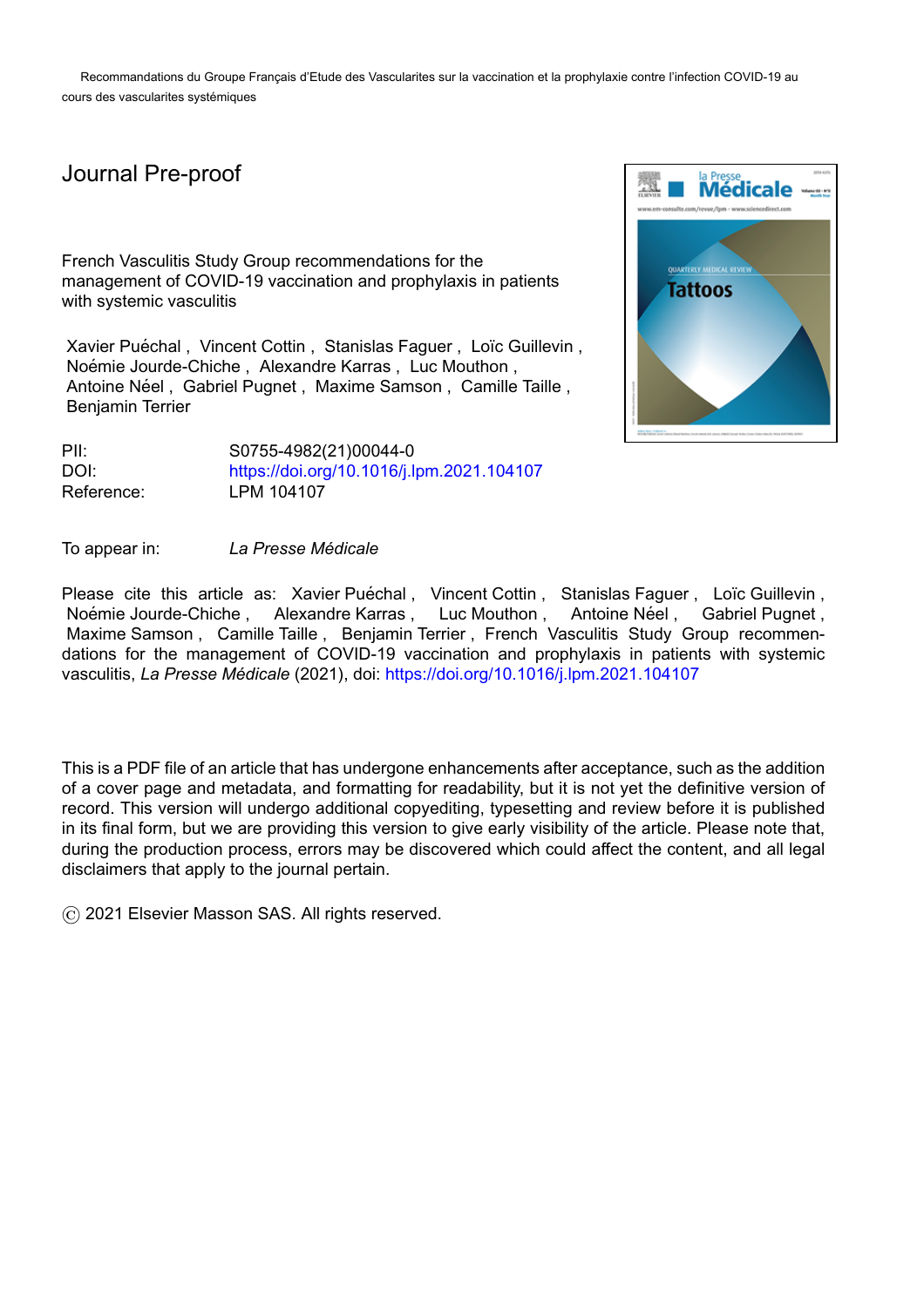Recommandations du Groupe Français d'Etude des Vascularites sur la vaccination et la prophylaxie contre l'infection COVID-19 au cours des vascularites systémiques

Journal Pre-proof

French Vasculitis Study Group recommendations for the management of COVID-19 vaccination and prophylaxis in patients with systemic vasculitis

Xavier Puéchal , Vincent Cottin , Stanislas Faguer , Loïc Guillevin , Noémie Jourde-Chiche , Alexandre Karras , Luc Mouthon , Antoine Néel , Gabriel Pugnet , Maxime Samson , Camille Taille , Benjamin Terrier

| | |
|---|---|
| PII: | S0755-4982(21)00044-0 |
| DOI: | https://doi.org/10.1016/j.lpm.2021.104107 |
| Reference: | LPM 104107 |

To appear in: *La Presse Médicale*

Please cite this article as: Xavier Puéchal , Vincent Cottin , Stanislas Faguer , Loïc Guillevin , Noémie Jourde-Chiche , Alexandre Karras , Luc Mouthon , Antoine Néel , Gabriel Pugnet , Maxime Samson , Camille Taille , Benjamin Terrier , French Vasculitis Study Group recommendations for the management of COVID-19 vaccination and prophylaxis in patients with systemic vasculitis, *La Presse Médicale* (2021), doi: https://doi.org/10.1016/j.lpm.2021.104107

This is a PDF file of an article that has undergone enhancements after acceptance, such as the addition of a cover page and metadata, and formatting for readability, but it is not yet the definitive version of record. This version will undergo additional copyediting, typesetting and review before it is published in its final form, but we are providing this version to give early visibility of the article. Please note that, during the production process, errors may be discovered which could affect the content, and all legal disclaimers that apply to the journal pertain.

© 2021 Elsevier Masson SAS. All rights reserved.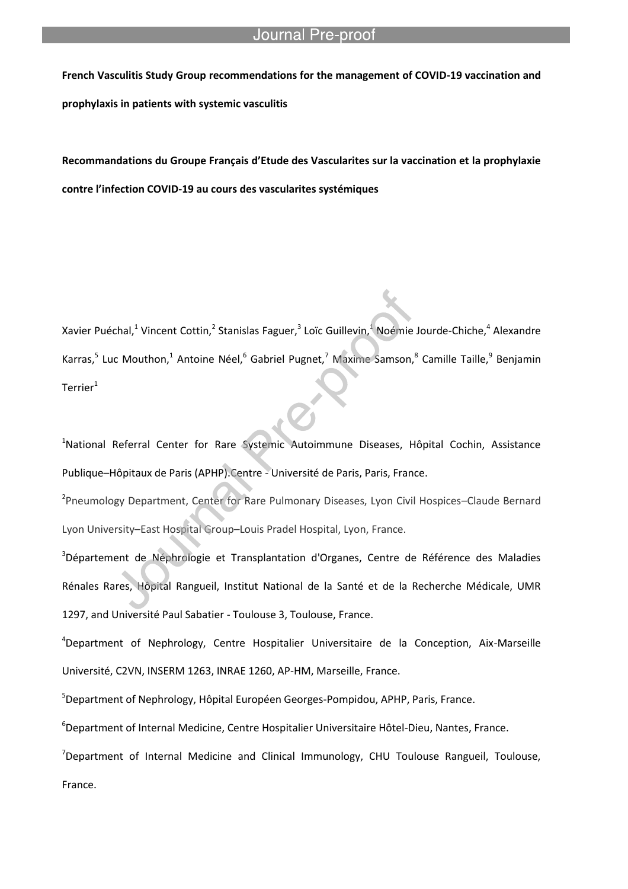**French Vasculitis Study Group recommendations for the management of COVID-19 vaccination and prophylaxis in patients with systemic vasculitis**

**Recommandations du Groupe Français d'Etude des Vascularites sur la vaccination et la prophylaxie contre l'infection COVID-19 au cours des vascularites systémiques**

Xavier Puéchal,[1] Vincent Cottin,[2] Stanislas Faguer,[3] Loïc Guillevin,[1] Noémie Jourde-Chiche,[4] Alexandre Karras,[5] Luc Mouthon,[1] Antoine Néel,[6] Gabriel Pugnet,[7] Maxime Samson,[8] Camille Taille,[9] Benjamin Terrier[1]

[1]National Referral Center for Rare Systemic Autoimmune Diseases, Hôpital Cochin, Assistance Publique–Hôpitaux de Paris (APHP).Centre - Université de Paris, Paris, France.

[2]Pneumology Department, Center for Rare Pulmonary Diseases, Lyon Civil Hospices–Claude Bernard Lyon University–East Hospital Group–Louis Pradel Hospital, Lyon, France.

[3]Département de Néphrologie et Transplantation d'Organes, Centre de Référence des Maladies Rénales Rares, Hôpital Rangueil, Institut National de la Santé et de la Recherche Médicale, UMR 1297, and Université Paul Sabatier - Toulouse 3, Toulouse, France.

[4]Department of Nephrology, Centre Hospitalier Universitaire de la Conception, Aix-Marseille Université, C2VN, INSERM 1263, INRAE 1260, AP-HM, Marseille, France.

[5]Department of Nephrology, Hôpital Européen Georges-Pompidou, APHP, Paris, France.

[6]Department of Internal Medicine, Centre Hospitalier Universitaire Hôtel-Dieu, Nantes, France.

[7]Department of Internal Medicine and Clinical Immunology, CHU Toulouse Rangueil, Toulouse, France.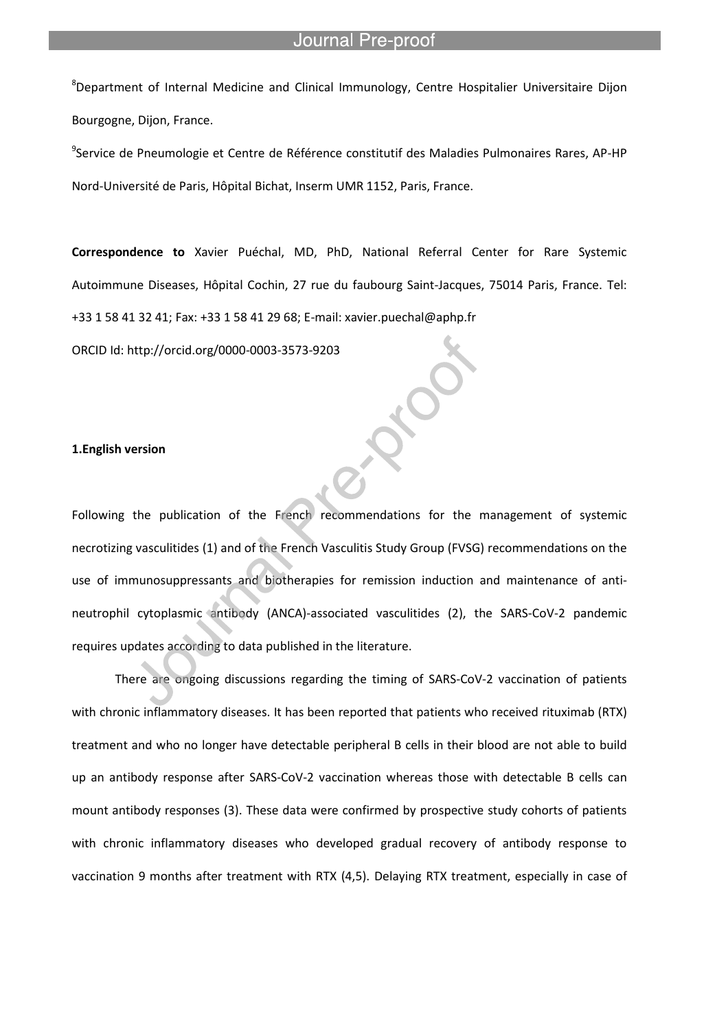[8]Department of Internal Medicine and Clinical Immunology, Centre Hospitalier Universitaire Dijon Bourgogne, Dijon, France.

[9]Service de Pneumologie et Centre de Référence constitutif des Maladies Pulmonaires Rares, AP-HP Nord-Université de Paris, Hôpital Bichat, Inserm UMR 1152, Paris, France.

**Correspondence to** Xavier Puéchal, MD, PhD, National Referral Center for Rare Systemic Autoimmune Diseases, Hôpital Cochin, 27 rue du faubourg Saint-Jacques, 75014 Paris, France. Tel: +33 1 58 41 32 41; Fax: +33 1 58 41 29 68; E-mail: xavier.puechal@aphp.fr

ORCID Id: http://orcid.org/0000-0003-3573-9203

**1.English version**

Following the publication of the French recommendations for the management of systemic necrotizing vasculitides (1) and of the French Vasculitis Study Group (FVSG) recommendations on the use of immunosuppressants and biotherapies for remission induction and maintenance of anti-neutrophil cytoplasmic antibody (ANCA)-associated vasculitides (2), the SARS-CoV-2 pandemic requires updates according to data published in the literature.

There are ongoing discussions regarding the timing of SARS-CoV-2 vaccination of patients with chronic inflammatory diseases. It has been reported that patients who received rituximab (RTX) treatment and who no longer have detectable peripheral B cells in their blood are not able to build up an antibody response after SARS-CoV-2 vaccination whereas those with detectable B cells can mount antibody responses (3). These data were confirmed by prospective study cohorts of patients with chronic inflammatory diseases who developed gradual recovery of antibody response to vaccination 9 months after treatment with RTX (4,5). Delaying RTX treatment, especially in case of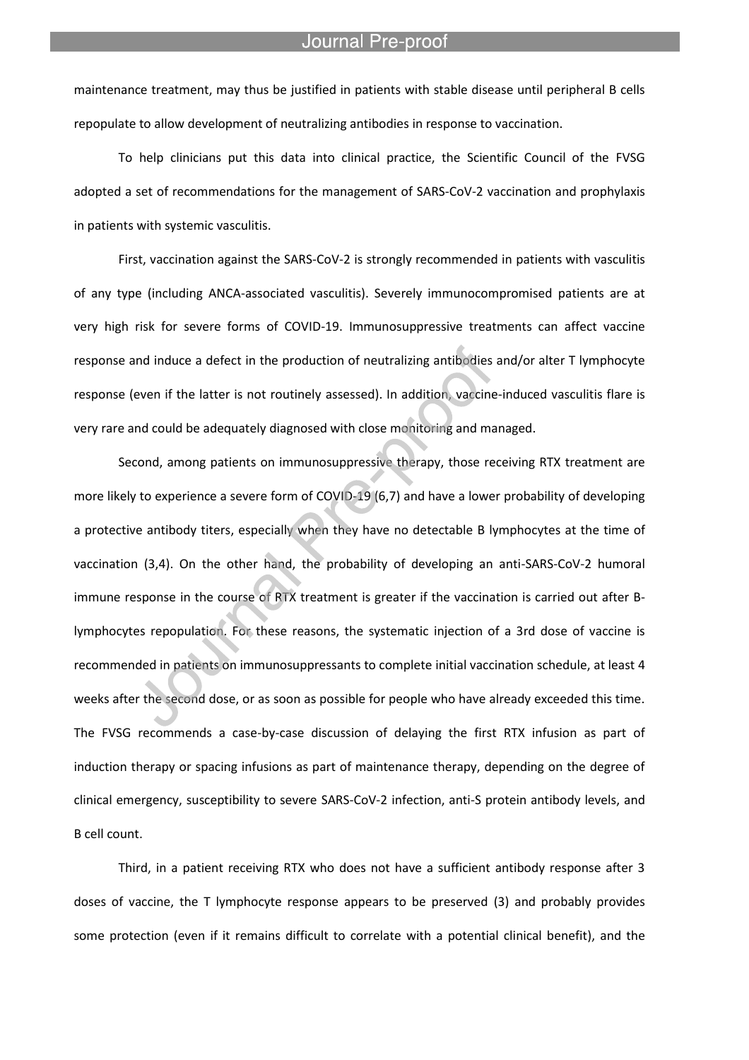maintenance treatment, may thus be justified in patients with stable disease until peripheral B cells repopulate to allow development of neutralizing antibodies in response to vaccination.

To help clinicians put this data into clinical practice, the Scientific Council of the FVSG adopted a set of recommendations for the management of SARS-CoV-2 vaccination and prophylaxis in patients with systemic vasculitis.

First, vaccination against the SARS-CoV-2 is strongly recommended in patients with vasculitis of any type (including ANCA-associated vasculitis). Severely immunocompromised patients are at very high risk for severe forms of COVID-19. Immunosuppressive treatments can affect vaccine response and induce a defect in the production of neutralizing antibodies and/or alter T lymphocyte response (even if the latter is not routinely assessed). In addition, vaccine-induced vasculitis flare is very rare and could be adequately diagnosed with close monitoring and managed.

Second, among patients on immunosuppressive therapy, those receiving RTX treatment are more likely to experience a severe form of COVID-19 (6,7) and have a lower probability of developing a protective antibody titers, especially when they have no detectable B lymphocytes at the time of vaccination (3,4). On the other hand, the probability of developing an anti-SARS-CoV-2 humoral immune response in the course of RTX treatment is greater if the vaccination is carried out after B-lymphocytes repopulation. For these reasons, the systematic injection of a 3rd dose of vaccine is recommended in patients on immunosuppressants to complete initial vaccination schedule, at least 4 weeks after the second dose, or as soon as possible for people who have already exceeded this time. The FVSG recommends a case-by-case discussion of delaying the first RTX infusion as part of induction therapy or spacing infusions as part of maintenance therapy, depending on the degree of clinical emergency, susceptibility to severe SARS-CoV-2 infection, anti-S protein antibody levels, and B cell count.

Third, in a patient receiving RTX who does not have a sufficient antibody response after 3 doses of vaccine, the T lymphocyte response appears to be preserved (3) and probably provides some protection (even if it remains difficult to correlate with a potential clinical benefit), and the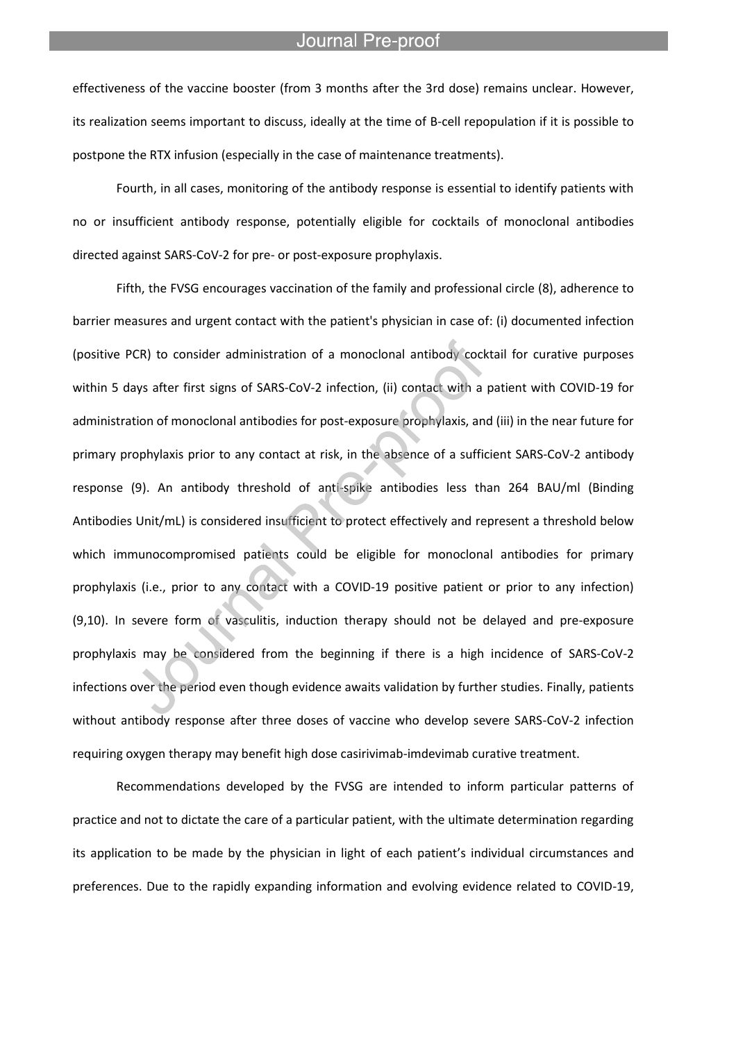effectiveness of the vaccine booster (from 3 months after the 3rd dose) remains unclear. However, its realization seems important to discuss, ideally at the time of B-cell repopulation if it is possible to postpone the RTX infusion (especially in the case of maintenance treatments).

Fourth, in all cases, monitoring of the antibody response is essential to identify patients with no or insufficient antibody response, potentially eligible for cocktails of monoclonal antibodies directed against SARS-CoV-2 for pre- or post-exposure prophylaxis.

Fifth, the FVSG encourages vaccination of the family and professional circle (8), adherence to barrier measures and urgent contact with the patient's physician in case of: (i) documented infection (positive PCR) to consider administration of a monoclonal antibody cocktail for curative purposes within 5 days after first signs of SARS-CoV-2 infection, (ii) contact with a patient with COVID-19 for administration of monoclonal antibodies for post-exposure prophylaxis, and (iii) in the near future for primary prophylaxis prior to any contact at risk, in the absence of a sufficient SARS-CoV-2 antibody response (9). An antibody threshold of anti-spike antibodies less than 264 BAU/ml (Binding Antibodies Unit/mL) is considered insufficient to protect effectively and represent a threshold below which immunocompromised patients could be eligible for monoclonal antibodies for primary prophylaxis (i.e., prior to any contact with a COVID-19 positive patient or prior to any infection) (9,10). In severe form of vasculitis, induction therapy should not be delayed and pre-exposure prophylaxis may be considered from the beginning if there is a high incidence of SARS-CoV-2 infections over the period even though evidence awaits validation by further studies. Finally, patients without antibody response after three doses of vaccine who develop severe SARS-CoV-2 infection requiring oxygen therapy may benefit high dose casirivimab-imdevimab curative treatment.

Recommendations developed by the FVSG are intended to inform particular patterns of practice and not to dictate the care of a particular patient, with the ultimate determination regarding its application to be made by the physician in light of each patient's individual circumstances and preferences. Due to the rapidly expanding information and evolving evidence related to COVID-19,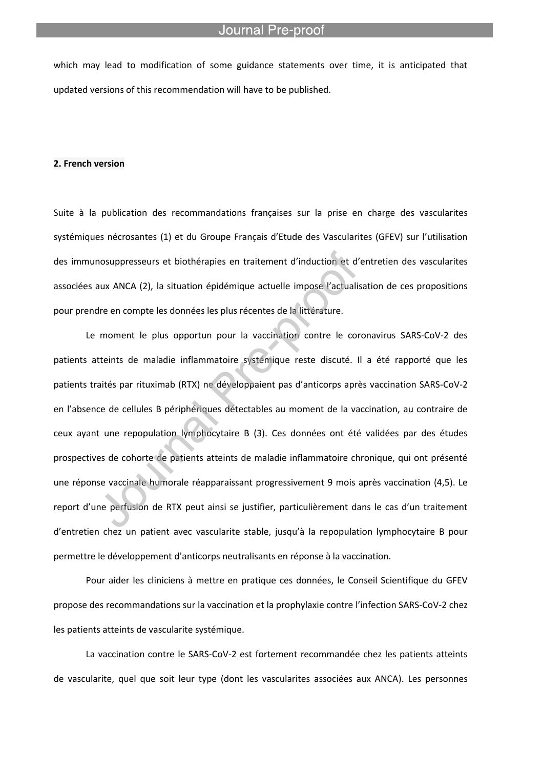which may lead to modification of some guidance statements over time, it is anticipated that updated versions of this recommendation will have to be published.

## 2. French version

Suite à la publication des recommandations françaises sur la prise en charge des vascularites systémiques nécrosantes (1) et du Groupe Français d'Etude des Vascularites (GFEV) sur l'utilisation des immunosuppresseurs et biothérapies en traitement d'induction et d'entretien des vascularites associées aux ANCA (2), la situation épidémique actuelle impose l'actualisation de ces propositions pour prendre en compte les données les plus récentes de la littérature.

Le moment le plus opportun pour la vaccination contre le coronavirus SARS-CoV-2 des patients atteints de maladie inflammatoire systémique reste discuté. Il a été rapporté que les patients traités par rituximab (RTX) ne développaient pas d'anticorps après vaccination SARS-CoV-2 en l'absence de cellules B périphériques détectables au moment de la vaccination, au contraire de ceux ayant une repopulation lymphocytaire B (3). Ces données ont été validées par des études prospectives de cohorte de patients atteints de maladie inflammatoire chronique, qui ont présenté une réponse vaccinale humorale réapparaissant progressivement 9 mois après vaccination (4,5). Le report d'une perfusion de RTX peut ainsi se justifier, particulièrement dans le cas d'un traitement d'entretien chez un patient avec vascularite stable, jusqu'à la repopulation lymphocytaire B pour permettre le développement d'anticorps neutralisants en réponse à la vaccination.

Pour aider les cliniciens à mettre en pratique ces données, le Conseil Scientifique du GFEV propose des recommandations sur la vaccination et la prophylaxie contre l'infection SARS-CoV-2 chez les patients atteints de vascularite systémique.

La vaccination contre le SARS-CoV-2 est fortement recommandée chez les patients atteints de vascularite, quel que soit leur type (dont les vascularites associées aux ANCA). Les personnes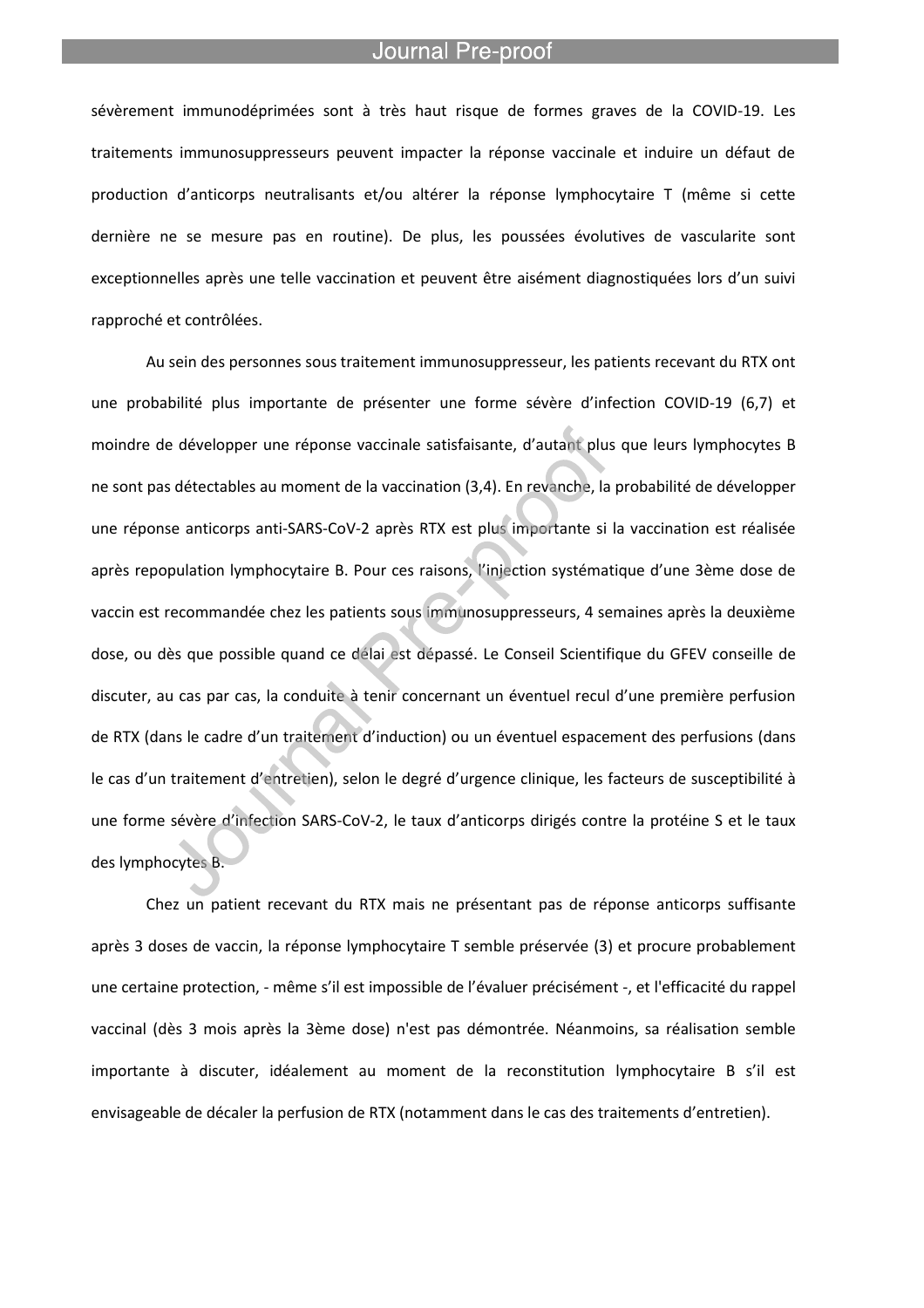sévèrement immunodéprimées sont à très haut risque de formes graves de la COVID-19. Les traitements immunosuppresseurs peuvent impacter la réponse vaccinale et induire un défaut de production d'anticorps neutralisants et/ou altérer la réponse lymphocytaire T (même si cette dernière ne se mesure pas en routine). De plus, les poussées évolutives de vascularite sont exceptionnelles après une telle vaccination et peuvent être aisément diagnostiquées lors d'un suivi rapproché et contrôlées.

Au sein des personnes sous traitement immunosuppresseur, les patients recevant du RTX ont une probabilité plus importante de présenter une forme sévère d'infection COVID-19 (6,7) et moindre de développer une réponse vaccinale satisfaisante, d'autant plus que leurs lymphocytes B ne sont pas détectables au moment de la vaccination (3,4). En revanche, la probabilité de développer une réponse anticorps anti-SARS-CoV-2 après RTX est plus importante si la vaccination est réalisée après repopulation lymphocytaire B. Pour ces raisons, l'injection systématique d'une 3ème dose de vaccin est recommandée chez les patients sous immunosuppresseurs, 4 semaines après la deuxième dose, ou dès que possible quand ce délai est dépassé. Le Conseil Scientifique du GFEV conseille de discuter, au cas par cas, la conduite à tenir concernant un éventuel recul d'une première perfusion de RTX (dans le cadre d'un traitement d'induction) ou un éventuel espacement des perfusions (dans le cas d'un traitement d'entretien), selon le degré d'urgence clinique, les facteurs de susceptibilité à une forme sévère d'infection SARS-CoV-2, le taux d'anticorps dirigés contre la protéine S et le taux des lymphocytes B.

Chez un patient recevant du RTX mais ne présentant pas de réponse anticorps suffisante après 3 doses de vaccin, la réponse lymphocytaire T semble préservée (3) et procure probablement une certaine protection, - même s'il est impossible de l'évaluer précisément -, et l'efficacité du rappel vaccinal (dès 3 mois après la 3ème dose) n'est pas démontrée. Néanmoins, sa réalisation semble importante à discuter, idéalement au moment de la reconstitution lymphocytaire B s'il est envisageable de décaler la perfusion de RTX (notamment dans le cas des traitements d'entretien).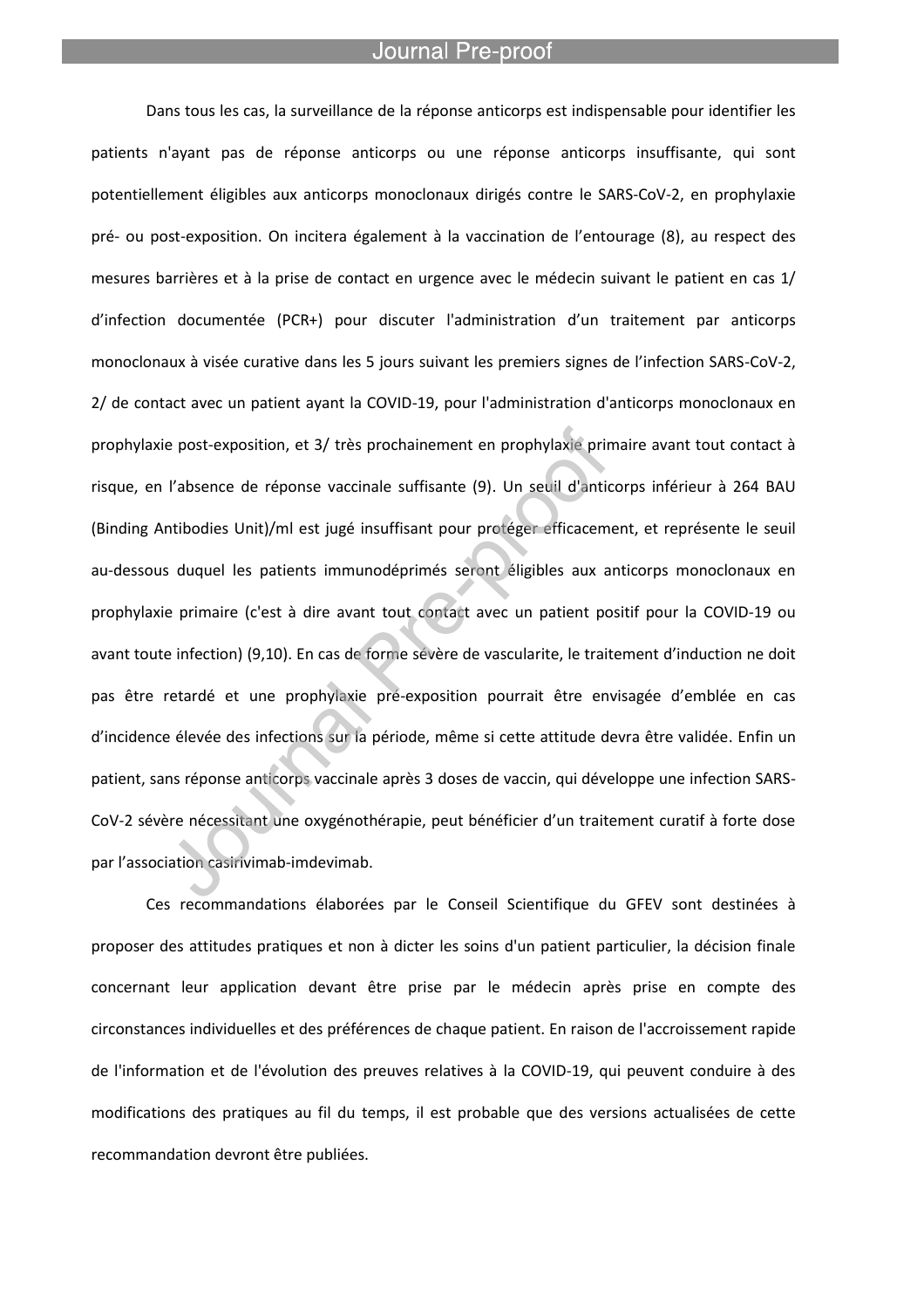Dans tous les cas, la surveillance de la réponse anticorps est indispensable pour identifier les patients n'ayant pas de réponse anticorps ou une réponse anticorps insuffisante, qui sont potentiellement éligibles aux anticorps monoclonaux dirigés contre le SARS-CoV-2, en prophylaxie pré- ou post-exposition. On incitera également à la vaccination de l'entourage (8), au respect des mesures barrières et à la prise de contact en urgence avec le médecin suivant le patient en cas 1/ d'infection documentée (PCR+) pour discuter l'administration d'un traitement par anticorps monoclonaux à visée curative dans les 5 jours suivant les premiers signes de l'infection SARS-CoV-2, 2/ de contact avec un patient ayant la COVID-19, pour l'administration d'anticorps monoclonaux en prophylaxie post-exposition, et 3/ très prochainement en prophylaxie primaire avant tout contact à risque, en l'absence de réponse vaccinale suffisante (9). Un seuil d'anticorps inférieur à 264 BAU (Binding Antibodies Unit)/ml est jugé insuffisant pour protéger efficacement, et représente le seuil au-dessous duquel les patients immunodéprimés seront éligibles aux anticorps monoclonaux en prophylaxie primaire (c'est à dire avant tout contact avec un patient positif pour la COVID-19 ou avant toute infection) (9,10). En cas de forme sévère de vascularite, le traitement d'induction ne doit pas être retardé et une prophylaxie pré-exposition pourrait être envisagée d'emblée en cas d'incidence élevée des infections sur la période, même si cette attitude devra être validée. Enfin un patient, sans réponse anticorps vaccinale après 3 doses de vaccin, qui développe une infection SARS-CoV-2 sévère nécessitant une oxygénothérapie, peut bénéficier d'un traitement curatif à forte dose par l'association casirivimab-imdevimab.

Ces recommandations élaborées par le Conseil Scientifique du GFEV sont destinées à proposer des attitudes pratiques et non à dicter les soins d'un patient particulier, la décision finale concernant leur application devant être prise par le médecin après prise en compte des circonstances individuelles et des préférences de chaque patient. En raison de l'accroissement rapide de l'information et de l'évolution des preuves relatives à la COVID-19, qui peuvent conduire à des modifications des pratiques au fil du temps, il est probable que des versions actualisées de cette recommandation devront être publiées.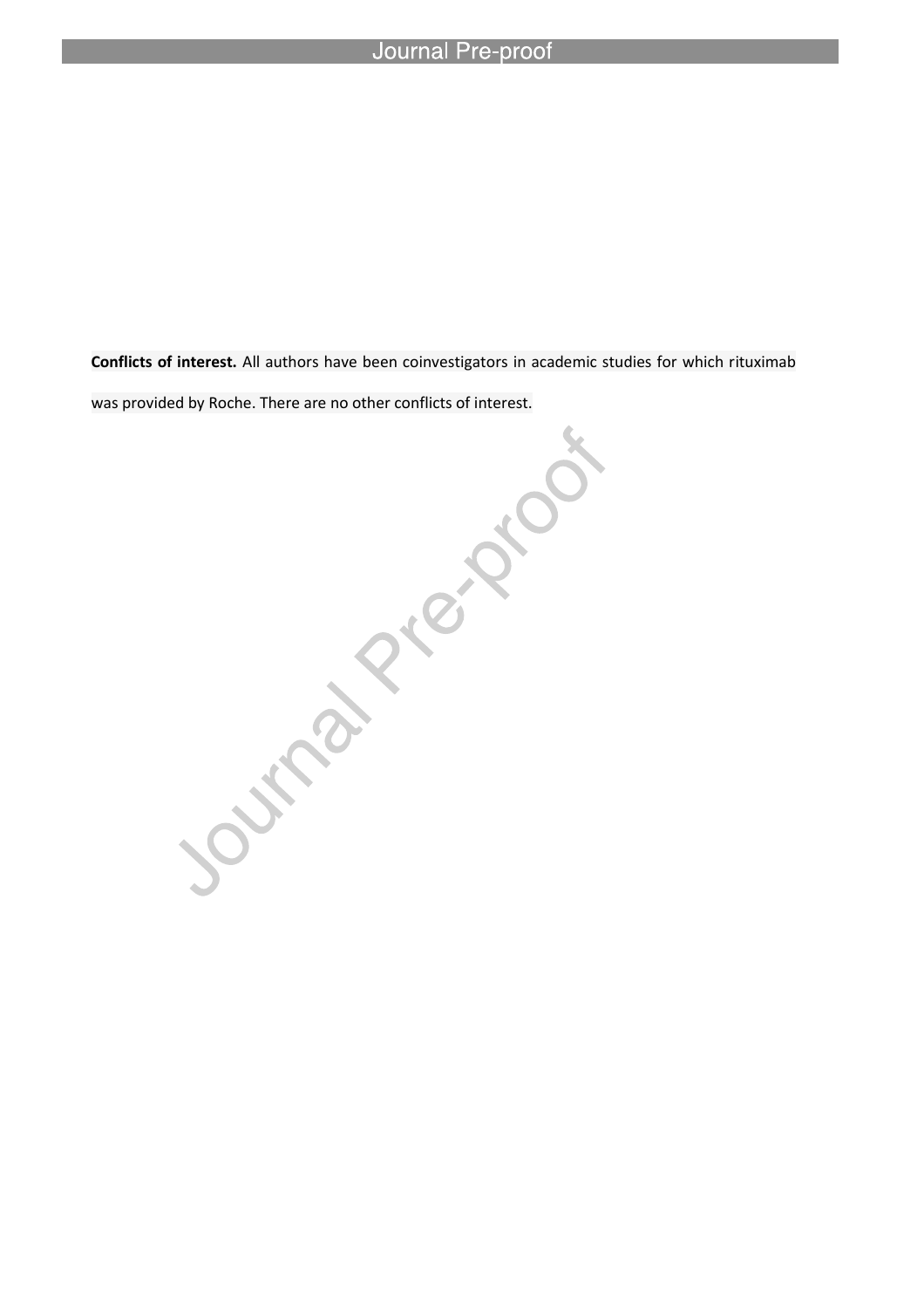**Conflicts of interest.** All authors have been coinvestigators in academic studies for which rituximab was provided by Roche. There are no other conflicts of interest.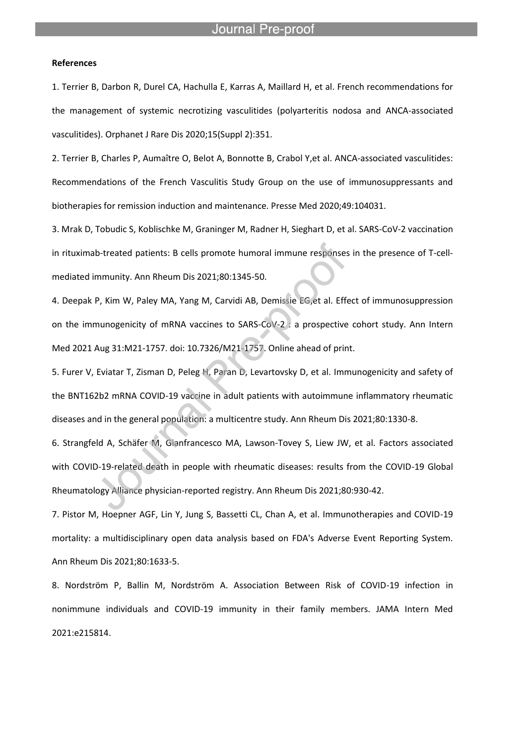**References**

1. Terrier B, Darbon R, Durel CA, Hachulla E, Karras A, Maillard H, et al. French recommendations for the management of systemic necrotizing vasculitides (polyarteritis nodosa and ANCA-associated vasculitides). Orphanet J Rare Dis 2020;15(Suppl 2):351.

2. Terrier B, Charles P, Aumaître O, Belot A, Bonnotte B, Crabol Y,et al. ANCA-associated vasculitides: Recommendations of the French Vasculitis Study Group on the use of immunosuppressants and biotherapies for remission induction and maintenance. Presse Med 2020;49:104031.

3. Mrak D, Tobudic S, Koblischke M, Graninger M, Radner H, Sieghart D, et al. SARS-CoV-2 vaccination in rituximab-treated patients: B cells promote humoral immune responses in the presence of T-cell-mediated immunity. Ann Rheum Dis 2021;80:1345-50.

4. Deepak P, Kim W, Paley MA, Yang M, Carvidi AB, Demissie EG,et al. Effect of immunosuppression on the immunogenicity of mRNA vaccines to SARS-CoV-2 : a prospective cohort study. Ann Intern Med 2021 Aug 31:M21-1757. doi: 10.7326/M21-1757. Online ahead of print.

5. Furer V, Eviatar T, Zisman D, Peleg H, Paran D, Levartovsky D, et al. Immunogenicity and safety of the BNT162b2 mRNA COVID-19 vaccine in adult patients with autoimmune inflammatory rheumatic diseases and in the general population: a multicentre study. Ann Rheum Dis 2021;80:1330-8.

6. Strangfeld A, Schäfer M, Gianfrancesco MA, Lawson-Tovey S, Liew JW, et al. Factors associated with COVID-19-related death in people with rheumatic diseases: results from the COVID-19 Global Rheumatology Alliance physician-reported registry. Ann Rheum Dis 2021;80:930-42.

7. Pistor M, Hoepner AGF, Lin Y, Jung S, Bassetti CL, Chan A, et al. Immunotherapies and COVID-19 mortality: a multidisciplinary open data analysis based on FDA's Adverse Event Reporting System. Ann Rheum Dis 2021;80:1633-5.

8. Nordström P, Ballin M, Nordström A. Association Between Risk of COVID-19 infection in nonimmune individuals and COVID-19 immunity in their family members. JAMA Intern Med 2021:e215814.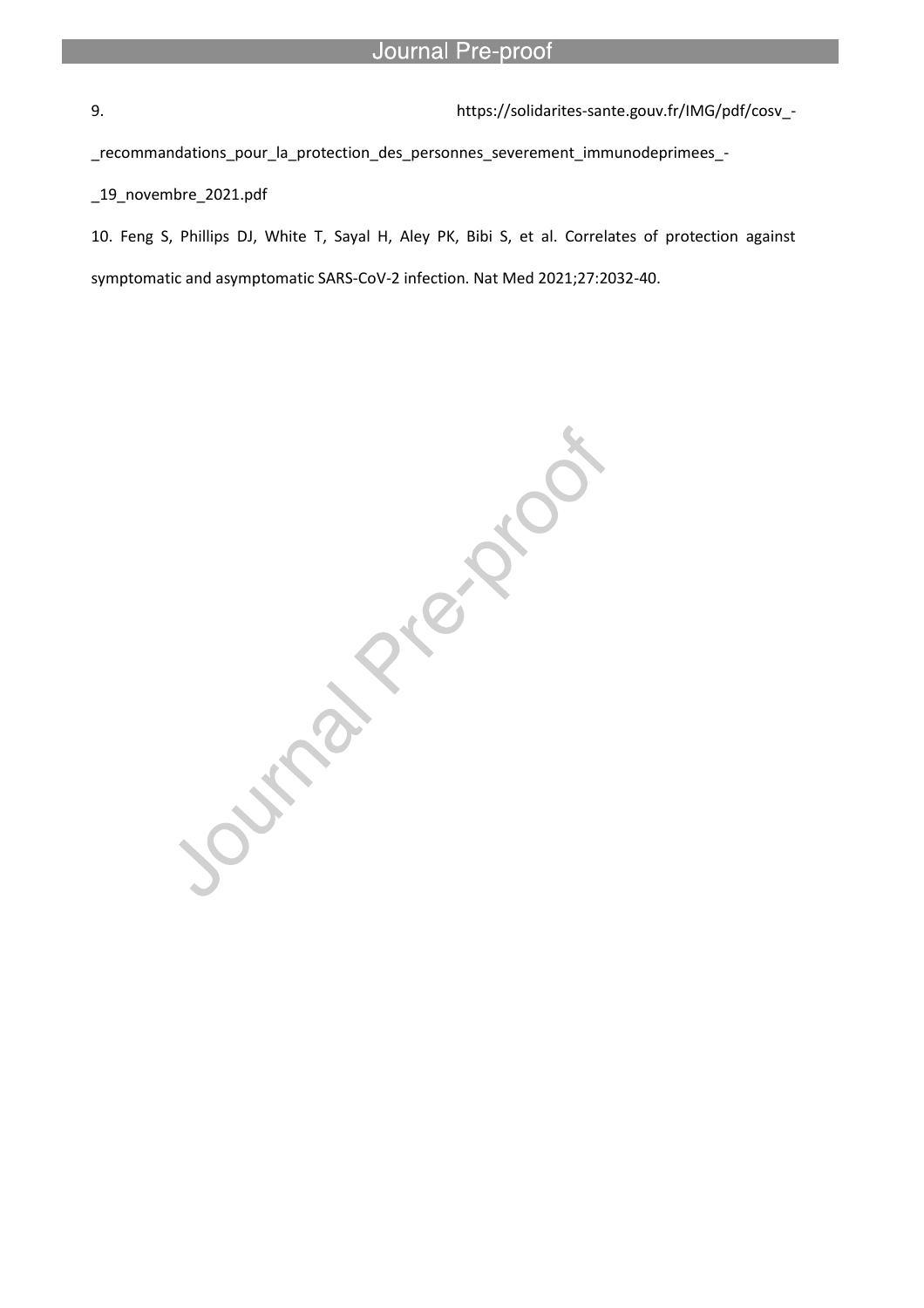9. https://solidarites-sante.gouv.fr/IMG/pdf/cosv_-_recommandations_pour_la_protection_des_personnes_severement_immunodeprimees_-_19_novembre_2021.pdf

10. Feng S, Phillips DJ, White T, Sayal H, Aley PK, Bibi S, et al. Correlates of protection against symptomatic and asymptomatic SARS-CoV-2 infection. Nat Med 2021;27:2032-40.